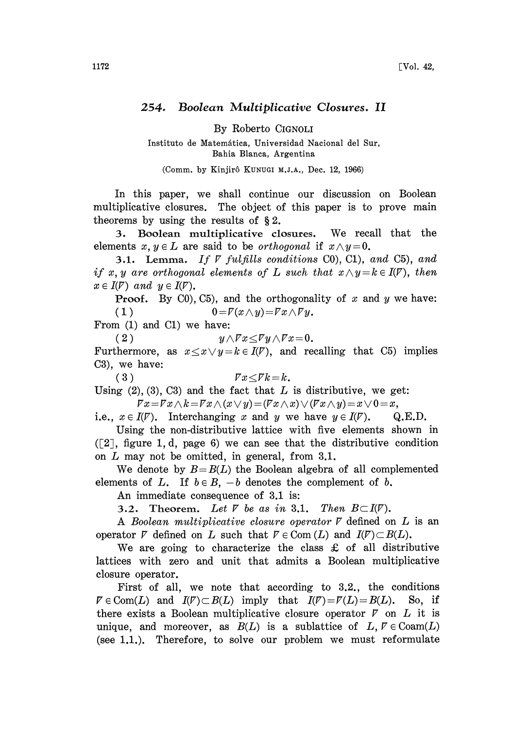# 254. Boolean Multiplicative Closures. II

By Roberto CIGNOLI

Instituto de Matemática, Universidad Nacional del Sur, Bahia Blanca, Argentina

(Comm. by Kinjirô KUNUGI M.J.A., Dec. 12, 1966)

In this paper, we shall continue our discussion on Boolean multiplicative closures. The object of this paper is to prove main theorems by using the results of § 2.

**3. Boolean multiplicative closures.** We recall that the elements $x, y \in L$ are said to be *orthogonal* if $x \wedge y = 0$.

**3.1. Lemma.** *If $\nabla$ fulfills conditions C0), C1), and C5), and if $x, y$ are orthogonal elements of $L$ such that $x \wedge y = k \in I(\nabla)$, then $x \in I(\nabla)$ and $y \in I(\nabla)$.*

**Proof.** By C0), C5), and the orthogonality of $x$ and $y$ we have:

$$(1) \qquad 0 = \nabla(x \wedge y) = \nabla x \wedge \nabla y.$$

From (1) and C1) we have:

$$(2) \qquad y \wedge \nabla x \leq \nabla y \wedge \nabla x = 0.$$

Furthermore, as $x \leq x \vee y = k \in I(\nabla)$, and recalling that C5) implies C3), we have:

$$(3) \qquad \nabla x \leq \nabla k = k.$$

Using (2), (3), C3) and the fact that $L$ is distributive, we get:

$$\nabla x = \nabla x \wedge k = \nabla x \wedge (x \vee y) = (\nabla x \wedge x) \vee (\nabla x \wedge y) = x \vee 0 = x,$$

i.e., $x \in I(\nabla)$. Interchanging $x$ and $y$ we have $y \in I(\nabla)$. Q.E.D.

Using the non-distributive lattice with five elements shown in ([2], figure 1, d, page 6) we can see that the distributive condition on $L$ may not be omitted, in general, from 3.1.

We denote by $B = B(L)$ the Boolean algebra of all complemented elements of $L$. If $b \in B$, $-b$ denotes the complement of $b$.

An immediate consequence of 3.1 is:

**3.2. Theorem.** *Let $\nabla$ be as in* 3.1. *Then $B \subset I(\nabla)$.*

A *Boolean multiplicative closure operator* $\nabla$ defined on $L$ is an operator $\nabla$ defined on $L$ such that $\nabla \in \text{Com}(L)$ and $I(\nabla) \subset B(L)$.

We are going to characterize the class $\mathfrak{L}$ of all distributive lattices with zero and unit that admits a Boolean multiplicative closure operator.

First of all, we note that according to 3.2., the conditions $\nabla \in \text{Com}(L)$ and $I(\nabla) \subset B(L)$ imply that $I(\nabla) = \nabla(L) = B(L)$. So, if there exists a Boolean multiplicative closure operator $\nabla$ on $L$ it is unique, and moreover, as $B(L)$ is a sublattice of $L$, $\nabla \in \text{Coam}(L)$ (see 1.1.). Therefore, to solve our problem we must reformulate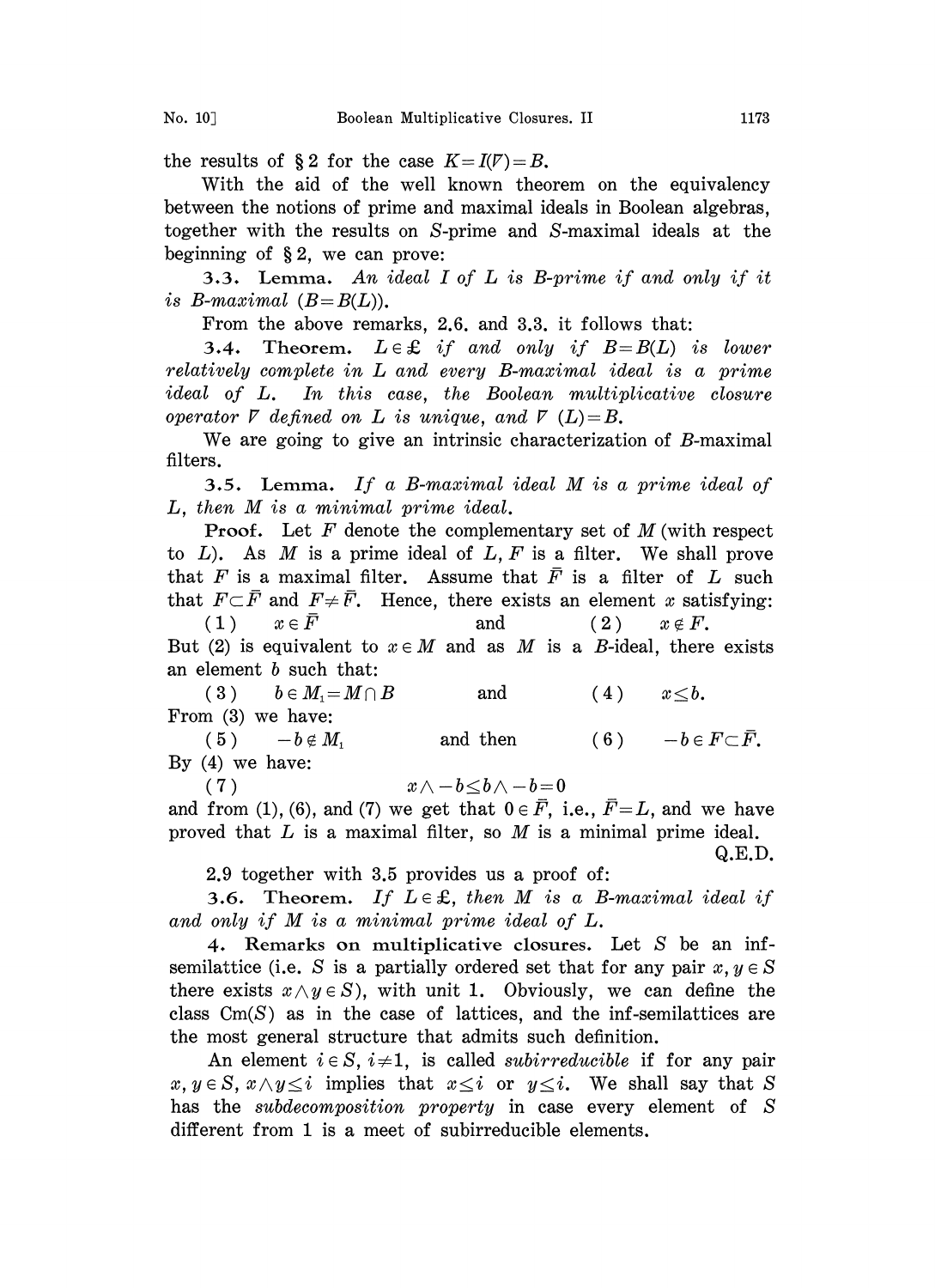the results of § 2 for the case $K=I(\nabla)=B$.

With the aid of the well known theorem on the equivalency between the notions of prime and maximal ideals in Boolean algebras, together with the results on $S$-prime and $S$-maximal ideals at the beginning of § 2, we can prove:

**3.3. Lemma.** *An ideal $I$ of $L$ is $B$-prime if and only if it is $B$-maximal ($B=B(L)$).*

From the above remarks, 2.6. and 3.3. it follows that:

**3.4. Theorem.** *$L \in \mathfrak{L}$ if and only if $B=B(L)$ is lower relatively complete in $L$ and every $B$-maximal ideal is a prime ideal of $L$. In this case, the Boolean multiplicative closure operator $\nabla$ defined on $L$ is unique, and $\nabla(L)=B$.*

We are going to give an intrinsic characterization of $B$-maximal filters.

**3.5. Lemma.** *If a $B$-maximal ideal $M$ is a prime ideal of $L$, then $M$ is a minimal prime ideal.*

**Proof.** Let $F$ denote the complementary set of $M$ (with respect to $L$). As $M$ is a prime ideal of $L$, $F$ is a filter. We shall prove that $F$ is a maximal filter. Assume that $\bar{F}$ is a filter of $L$ such that $F \subset \bar{F}$ and $F \neq \bar{F}$. Hence, there exists an element $x$ satisfying:

(1) $x \in \bar{F}$ and (2) $x \notin F$.

But (2) is equivalent to $x \in M$ and as $M$ is a $B$-ideal, there exists an element $b$ such that:

(3) $b \in M_1 = M \cap B$ and (4) $x \leq b$.

From (3) we have:

(5) $-b \notin M_1$ and then (6) $-b \in F \subset \bar{F}$.

By (4) we have:

(7) $$x \wedge -b \leq b \wedge -b = 0$$

and from (1), (6), and (7) we get that $0 \in \bar{F}$, i.e., $\bar{F}=L$, and we have proved that $L$ is a maximal filter, so $M$ is a minimal prime ideal.

Q.E.D.

2.9 together with 3.5 provides us a proof of:

**3.6. Theorem.** *If $L \in \mathfrak{L}$, then $M$ is a $B$-maximal ideal if and only if $M$ is a minimal prime ideal of $L$.*

**4. Remarks on multiplicative closures.** Let $S$ be an inf-semilattice (i.e. $S$ is a partially ordered set that for any pair $x, y \in S$ there exists $x \wedge y \in S$), with unit 1. Obviously, we can define the class $\mathrm{Cm}(S)$ as in the case of lattices, and the inf-semilattices are the most general structure that admits such definition.

An element $i \in S$, $i \neq 1$, is called *subirreducible* if for any pair $x, y \in S$, $x \wedge y \leq i$ implies that $x \leq i$ or $y \leq i$. We shall say that $S$ has the *subdecomposition property* in case every element of $S$ different from 1 is a meet of subirreducible elements.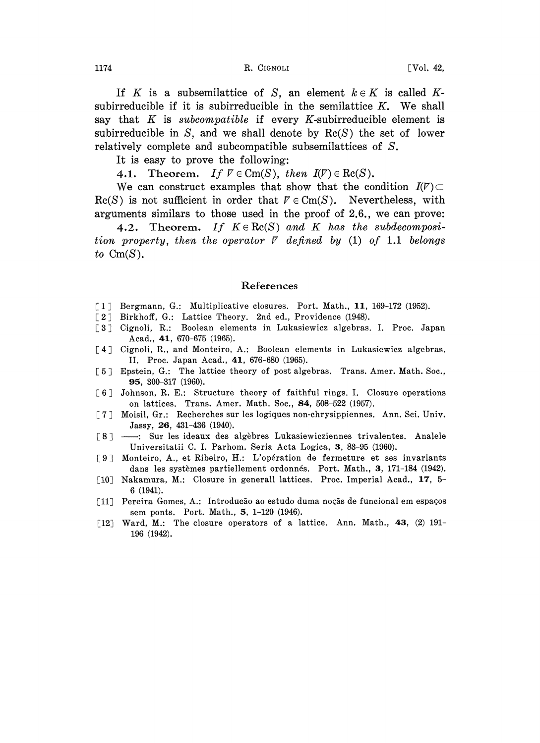If $K$ is a subsemilattice of $S$, an element $k \in K$ is called $K$-subirreducible if it is subirreducible in the semilattice $K$. We shall say that $K$ is *subcompatible* if every $K$-subirreducible element is subirreducible in $S$, and we shall denote by $\mathrm{Rc}(S)$ the set of lower relatively complete and subcompatible subsemilattices of $S$.

It is easy to prove the following:

**4.1. Theorem.** *If $\nabla \in \mathrm{Cm}(S)$, then $I(\nabla) \in \mathrm{Rc}(S)$.*

We can construct examples that show that the condition $I(\nabla) \subset \mathrm{Rc}(S)$ is not sufficient in order that $\nabla \in \mathrm{Cm}(S)$. Nevertheless, with arguments similars to those used in the proof of 2.6., we can prove:

**4.2. Theorem.** *If $K \in \mathrm{Rc}(S)$ and $K$ has the subdecomposition property, then the operator $\nabla$ defined by* (1) *of* **1.1** *belongs to* $\mathrm{Cm}(S)$.

## References

[1] Bergmann, G.: Multiplicative closures. Port. Math., **11**, 169–172 (1952).

[2] Birkhoff, G.: Lattice Theory. 2nd ed., Providence (1948).

[3] Cignoli, R.: Boolean elements in Lukasiewicz algebras. I. Proc. Japan Acad., **41**, 670–675 (1965).

[4] Cignoli, R., and Monteiro, A.: Boolean elements in Lukasiewicz algebras. II. Proc. Japan Acad., **41**, 676–680 (1965).

[5] Epstein, G.: The lattice theory of post algebras. Trans. Amer. Math. Soc., **95**, 300–317 (1960).

[6] Johnson, R. E.: Structure theory of faithful rings. I. Closure operations on lattices. Trans. Amer. Math. Soc., **84**, 508–522 (1957).

[7] Moisil, Gr.: Recherches sur les logiques non-chrysippiennes. Ann. Sci. Univ. Jassy, **26**, 431–436 (1940).

[8] ——: Sur les ideaux des algèbres Lukasiewicziennes trivalentes. Analele Universitatii C. I. Parhom. Seria Acta Logica, **3**, 83–95 (1960).

[9] Monteiro, A., et Ribeiro, H.: L'opération de fermeture et ses invariants dans les systèmes partiellement ordonnés. Port. Math., **3**, 171–184 (1942).

[10] Nakamura, M.: Closure in generall lattices. Proc. Imperial Acad., **17**, 5–6 (1941).

[11] Pereira Gomes, A.: Introducão ao estudo duma noçãs de funcional em espaços sem ponts. Port. Math., **5**, 1–120 (1946).

[12] Ward, M.: The closure operators of a lattice. Ann. Math., **43**, (2) 191–196 (1942).